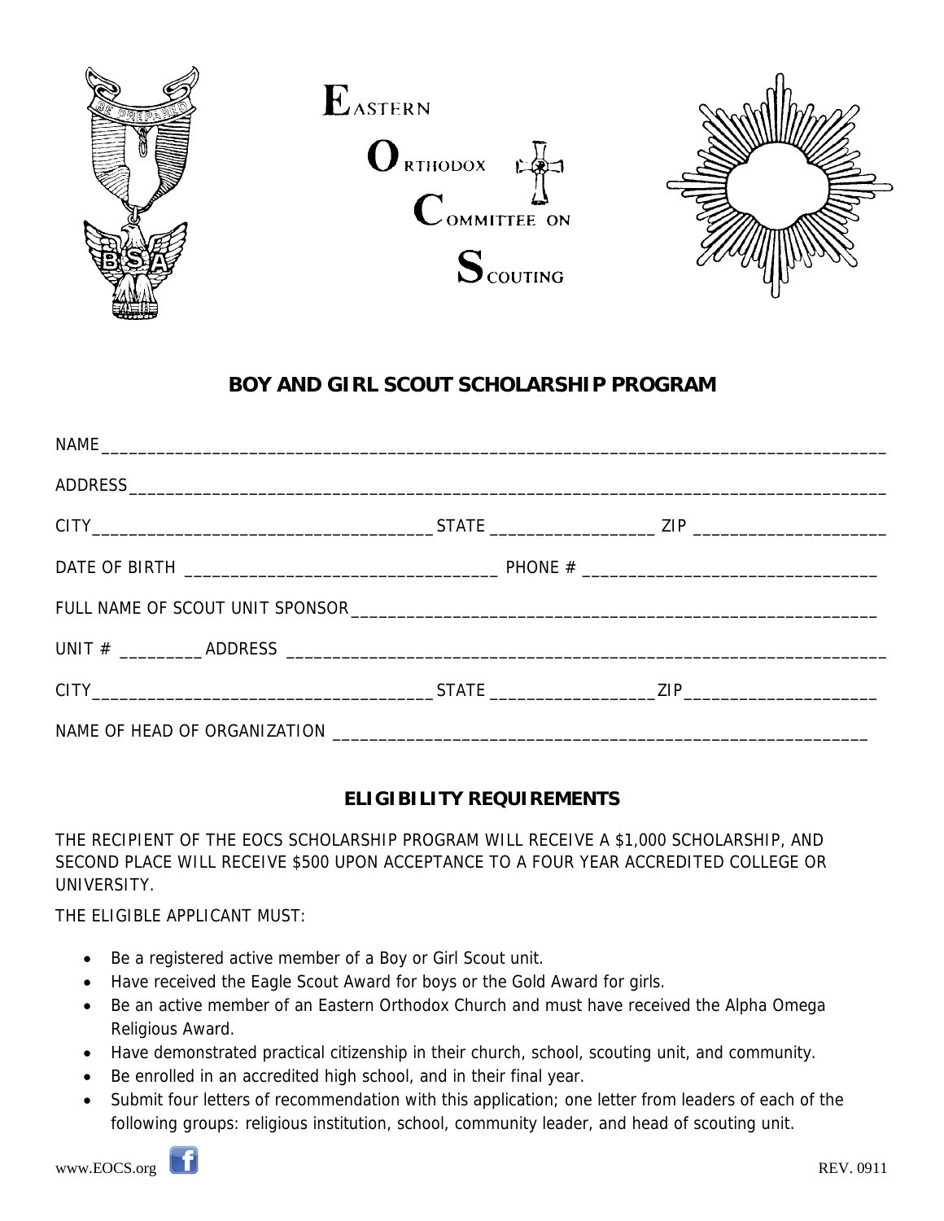EASTERN ORTHODOX COMMITTEE ON SCOUTING

## BOY AND GIRL SCOUT SCHOLARSHIP PROGRAM

NAME _______________________________________________

ADDRESS _______________________________________________

CITY ____________________ STATE __________ ZIP __________

DATE OF BIRTH ____________________ PHONE # ____________________

FULL NAME OF SCOUT UNIT SPONSOR _______________________________________________

UNIT # _________ ADDRESS _______________________________________________

CITY ____________________ STATE __________ ZIP __________

NAME OF HEAD OF ORGANIZATION _______________________________________________

## ELIGIBILITY REQUIREMENTS

THE RECIPIENT OF THE EOCS SCHOLARSHIP PROGRAM WILL RECEIVE A $1,000 SCHOLARSHIP, AND SECOND PLACE WILL RECEIVE $500 UPON ACCEPTANCE TO A FOUR YEAR ACCREDITED COLLEGE OR UNIVERSITY.

THE ELIGIBLE APPLICANT MUST:

- Be a registered active member of a Boy or Girl Scout unit.
- Have received the Eagle Scout Award for boys or the Gold Award for girls.
- Be an active member of an Eastern Orthodox Church and must have received the Alpha Omega Religious Award.
- Have demonstrated practical citizenship in their church, school, scouting unit, and community.
- Be enrolled in an accredited high school, and in their final year.
- Submit four letters of recommendation with this application; one letter from leaders of each of the following groups: religious institution, school, community leader, and head of scouting unit.

www.EOCS.org

REV. 0911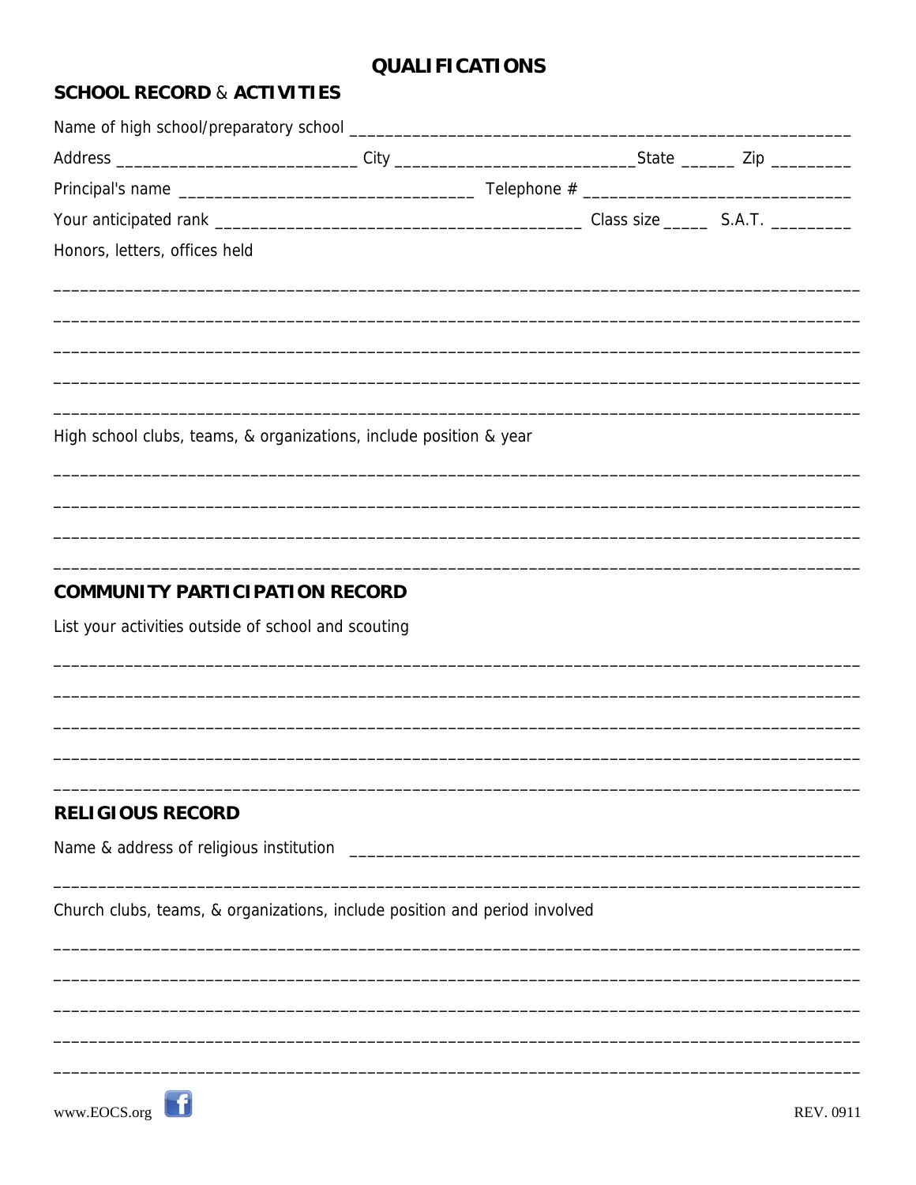# QUALIFICATIONS

## SCHOOL RECORD & ACTIVITIES

Name of high school/preparatory school ______________________________________________________________

Address ___________________________ City ___________________________ State ______ Zip _________

Principal's name ________________________________ Telephone # ______________________________

Your anticipated rank ________________________________________ Class size _____ S.A.T. _________

Honors, letters, offices held

_____________________________________________________________________________________________

_____________________________________________________________________________________________

_____________________________________________________________________________________________

_____________________________________________________________________________________________

_____________________________________________________________________________________________

High school clubs, teams, & organizations, include position & year

_____________________________________________________________________________________________

_____________________________________________________________________________________________

_____________________________________________________________________________________________

_____________________________________________________________________________________________

## COMMUNITY PARTICIPATION RECORD

List your activities outside of school and scouting

_____________________________________________________________________________________________

_____________________________________________________________________________________________

_____________________________________________________________________________________________

_____________________________________________________________________________________________

_____________________________________________________________________________________________

## RELIGIOUS RECORD

Name & address of religious institution ______________________________________________________

_____________________________________________________________________________________________

Church clubs, teams, & organizations, include position and period involved

_____________________________________________________________________________________________

_____________________________________________________________________________________________

_____________________________________________________________________________________________

_____________________________________________________________________________________________

_____________________________________________________________________________________________

www.EOCS.org

REV. 0911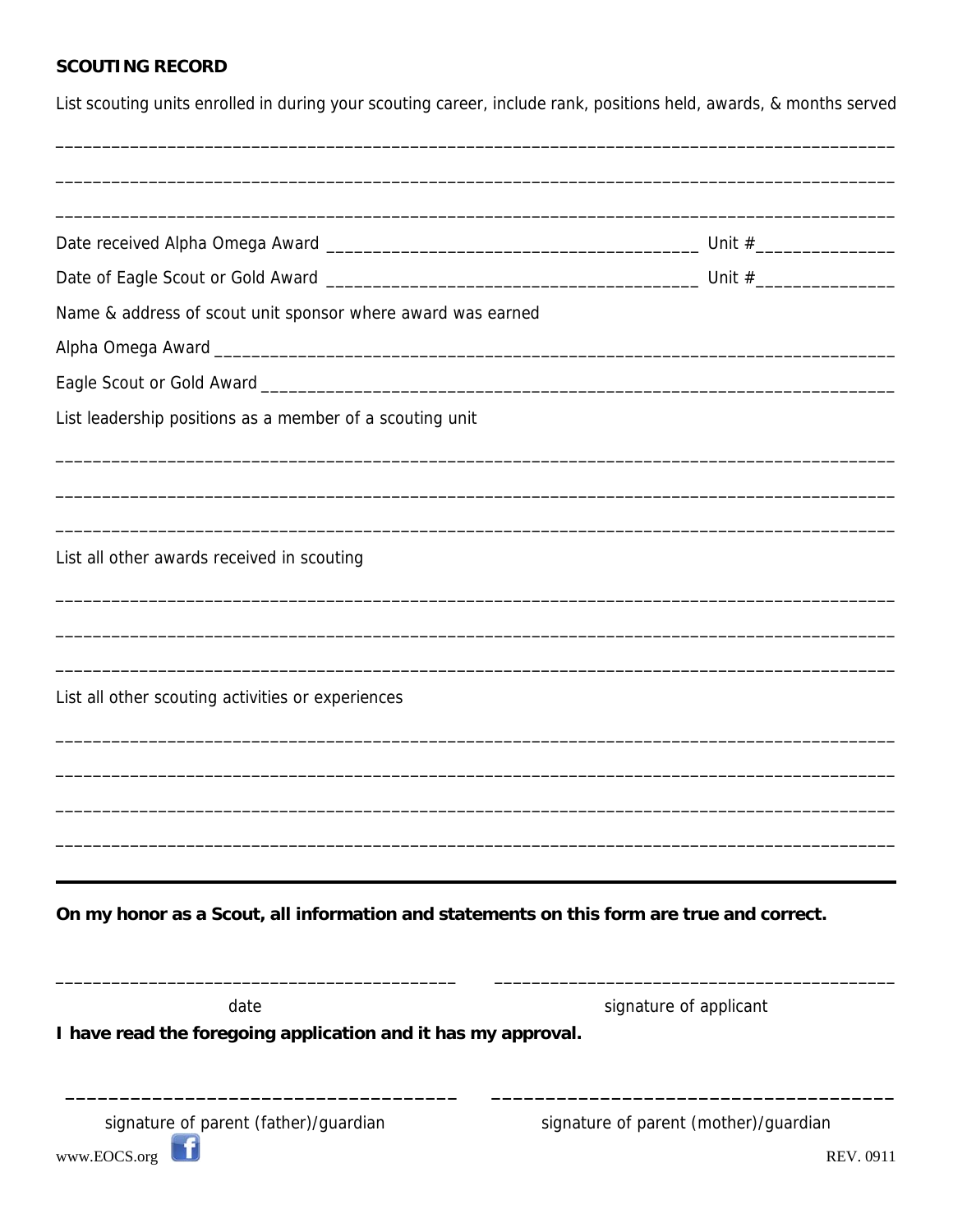**SCOUTING RECORD**

List scouting units enrolled in during your scouting career, include rank, positions held, awards, & months served

___________________________________________________________________________________________

___________________________________________________________________________________________

___________________________________________________________________________________________

Date received Alpha Omega Award ______________________________________ Unit #______________

Date of Eagle Scout or Gold Award ______________________________________ Unit #______________

Name & address of scout unit sponsor where award was earned

Alpha Omega Award ________________________________________________________________________

Eagle Scout or Gold Award ___________________________________________________________________

List leadership positions as a member of a scouting unit

___________________________________________________________________________________________

___________________________________________________________________________________________

___________________________________________________________________________________________

List all other awards received in scouting

___________________________________________________________________________________________

___________________________________________________________________________________________

___________________________________________________________________________________________

List all other scouting activities or experiences

___________________________________________________________________________________________

___________________________________________________________________________________________

___________________________________________________________________________________________

___________________________________________________________________________________________

---

**On my honor as a Scout, all information and statements on this form are true and correct.**

_____________________________________________ _____________________________________________

date signature of applicant

**I have read the foregoing application and it has my approval.**

_____________________________________________ _____________________________________________

signature of parent (father)/guardian signature of parent (mother)/guardian

www.EOCS.org

REV. 0911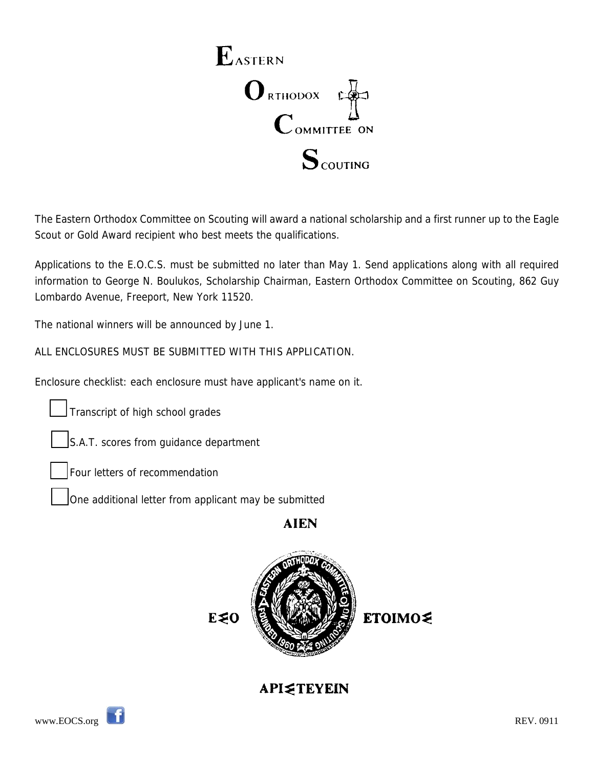# EASTERN ORTHODOX COMMITTEE ON SCOUTING

The Eastern Orthodox Committee on Scouting will award a national scholarship and a first runner up to the Eagle Scout or Gold Award recipient who best meets the qualifications.

Applications to the E.O.C.S. must be submitted no later than May 1. Send applications along with all required information to George N. Boulukos, Scholarship Chairman, Eastern Orthodox Committee on Scouting, 862 Guy Lombardo Avenue, Freeport, New York 11520.

The national winners will be announced by June 1.

ALL ENCLOSURES MUST BE SUBMITTED WITH THIS APPLICATION.

Enclosure checklist: each enclosure must have applicant's name on it.

- [ ] Transcript of high school grades
- [ ] S.A.T. scores from guidance department
- [ ] Four letters of recommendation
- [ ] One additional letter from applicant may be submitted

**AIEN**

**EΣO** **ETOIMOΣ**

**APIΣTEYEIN**

www.EOCS.org

REV. 0911